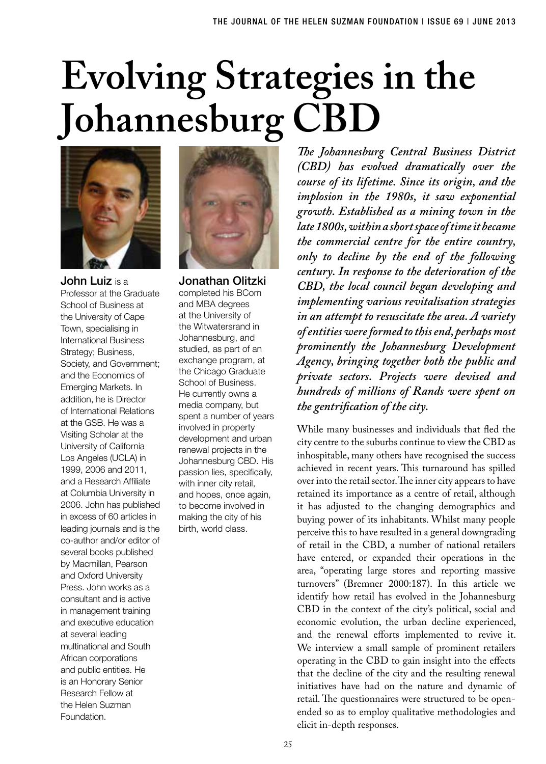# Evolving Strategies in the Johannesburg CBD

**John Luiz** is a Professor at the Graduate School of Business at the University of Cape Town, specialising in International Business Strategy; Business, Society, and Government; and the Economics of Emerging Markets. In addition, he is Director of International Relations at the GSB. He was a Visiting Scholar at the University of California Los Angeles (UCLA) in 1999, 2006 and 2011, and a Research Affiliate at Columbia University in 2006. John has published in excess of 60 articles in leading journals and is the co-author and/or editor of several books published by Macmillan, Pearson and Oxford University Press. John works as a consultant and is active in management training and executive education at several leading multinational and South African corporations and public entities. He is an Honorary Senior Research Fellow at the Helen Suzman Foundation.

**Jonathan Olitzki** completed his BCom and MBA degrees at the University of the Witwatersrand in Johannesburg, and studied, as part of an exchange program, at the Chicago Graduate School of Business. He currently owns a media company, but spent a number of years involved in property development and urban renewal projects in the Johannesburg CBD. His passion lies, specifically, with inner city retail, and hopes, once again, to become involved in making the city of his birth, world class.

***The Johannesburg Central Business District (CBD) has evolved dramatically over the course of its lifetime. Since its origin, and the implosion in the 1980s, it saw exponential growth. Established as a mining town in the late 1800s, within a short space of time it became the commercial centre for the entire country, only to decline by the end of the following century. In response to the deterioration of the CBD, the local council began developing and implementing various revitalisation strategies in an attempt to resuscitate the area. A variety of entities were formed to this end, perhaps most prominently the Johannesburg Development Agency, bringing together both the public and private sectors. Projects were devised and hundreds of millions of Rands were spent on the gentrification of the city.***

While many businesses and individuals that fled the city centre to the suburbs continue to view the CBD as inhospitable, many others have recognised the success achieved in recent years. This turnaround has spilled over into the retail sector. The inner city appears to have retained its importance as a centre of retail, although it has adjusted to the changing demographics and buying power of its inhabitants. Whilst many people perceive this to have resulted in a general downgrading of retail in the CBD, a number of national retailers have entered, or expanded their operations in the area, "operating large stores and reporting massive turnovers" (Bremner 2000:187). In this article we identify how retail has evolved in the Johannesburg CBD in the context of the city's political, social and economic evolution, the urban decline experienced, and the renewal efforts implemented to revive it. We interview a small sample of prominent retailers operating in the CBD to gain insight into the effects that the decline of the city and the resulting renewal initiatives have had on the nature and dynamic of retail. The questionnaires were structured to be open-ended so as to employ qualitative methodologies and elicit in-depth responses.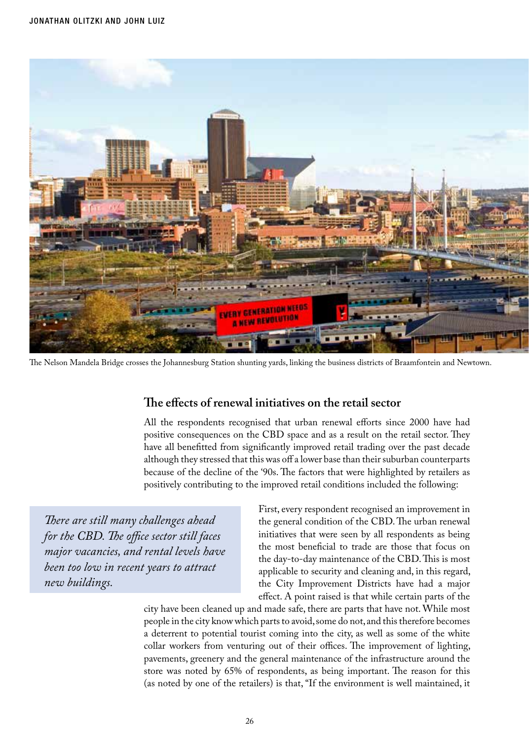The Nelson Mandela Bridge crosses the Johannesburg Station shunting yards, linking the business districts of Braamfontein and Newtown.

## The effects of renewal initiatives on the retail sector

All the respondents recognised that urban renewal efforts since 2000 have had positive consequences on the CBD space and as a result on the retail sector. They have all benefitted from significantly improved retail trading over the past decade although they stressed that this was off a lower base than their suburban counterparts because of the decline of the '90s. The factors that were highlighted by retailers as positively contributing to the improved retail conditions included the following:

> *There are still many challenges ahead for the CBD. The office sector still faces major vacancies, and rental levels have been too low in recent years to attract new buildings.*

First, every respondent recognised an improvement in the general condition of the CBD. The urban renewal initiatives that were seen by all respondents as being the most beneficial to trade are those that focus on the day-to-day maintenance of the CBD. This is most applicable to security and cleaning and, in this regard, the City Improvement Districts have had a major effect. A point raised is that while certain parts of the city have been cleaned up and made safe, there are parts that have not. While most people in the city know which parts to avoid, some do not, and this therefore becomes a deterrent to potential tourist coming into the city, as well as some of the white collar workers from venturing out of their offices. The improvement of lighting, pavements, greenery and the general maintenance of the infrastructure around the store was noted by 65% of respondents, as being important. The reason for this (as noted by one of the retailers) is that, "If the environment is well maintained, it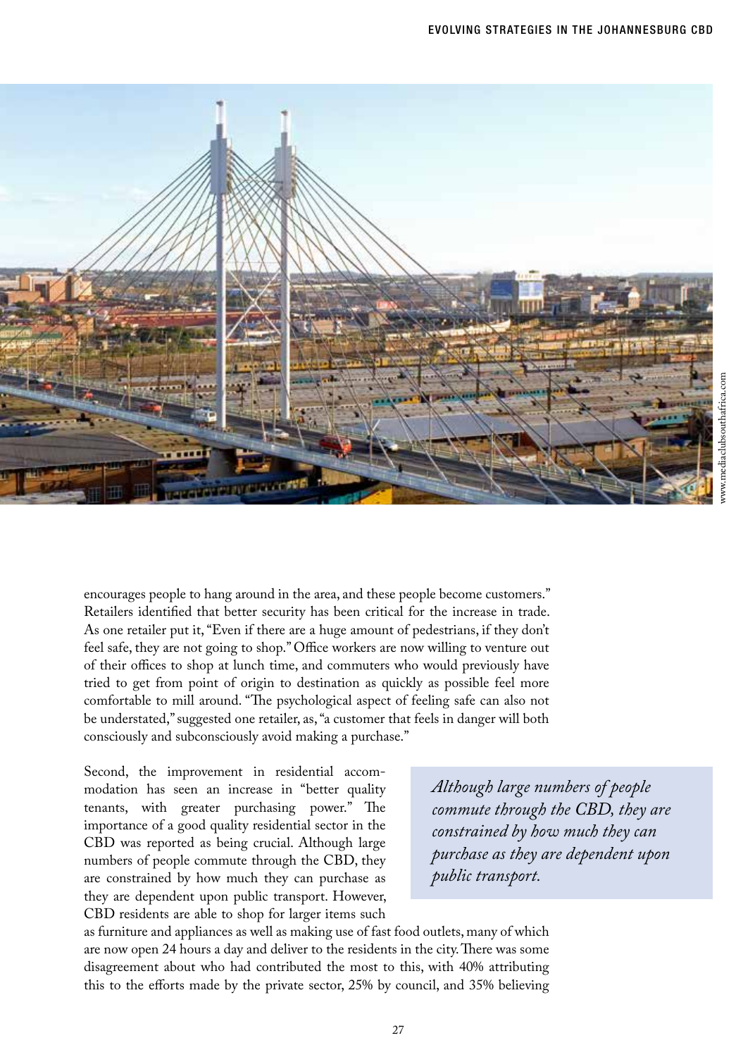encourages people to hang around in the area, and these people become customers." Retailers identified that better security has been critical for the increase in trade. As one retailer put it, "Even if there are a huge amount of pedestrians, if they don't feel safe, they are not going to shop." Office workers are now willing to venture out of their offices to shop at lunch time, and commuters who would previously have tried to get from point of origin to destination as quickly as possible feel more comfortable to mill around. "The psychological aspect of feeling safe can also not be understated," suggested one retailer, as, "a customer that feels in danger will both consciously and subconsciously avoid making a purchase."

Second, the improvement in residential accommodation has seen an increase in "better quality tenants, with greater purchasing power." The importance of a good quality residential sector in the CBD was reported as being crucial. Although large numbers of people commute through the CBD, they are constrained by how much they can purchase as they are dependent upon public transport. However, CBD residents are able to shop for larger items such as furniture and appliances as well as making use of fast food outlets, many of which are now open 24 hours a day and deliver to the residents in the city. There was some disagreement about who had contributed the most to this, with 40% attributing this to the efforts made by the private sector, 25% by council, and 35% believing

> *Although large numbers of people commute through the CBD, they are constrained by how much they can purchase as they are dependent upon public transport.*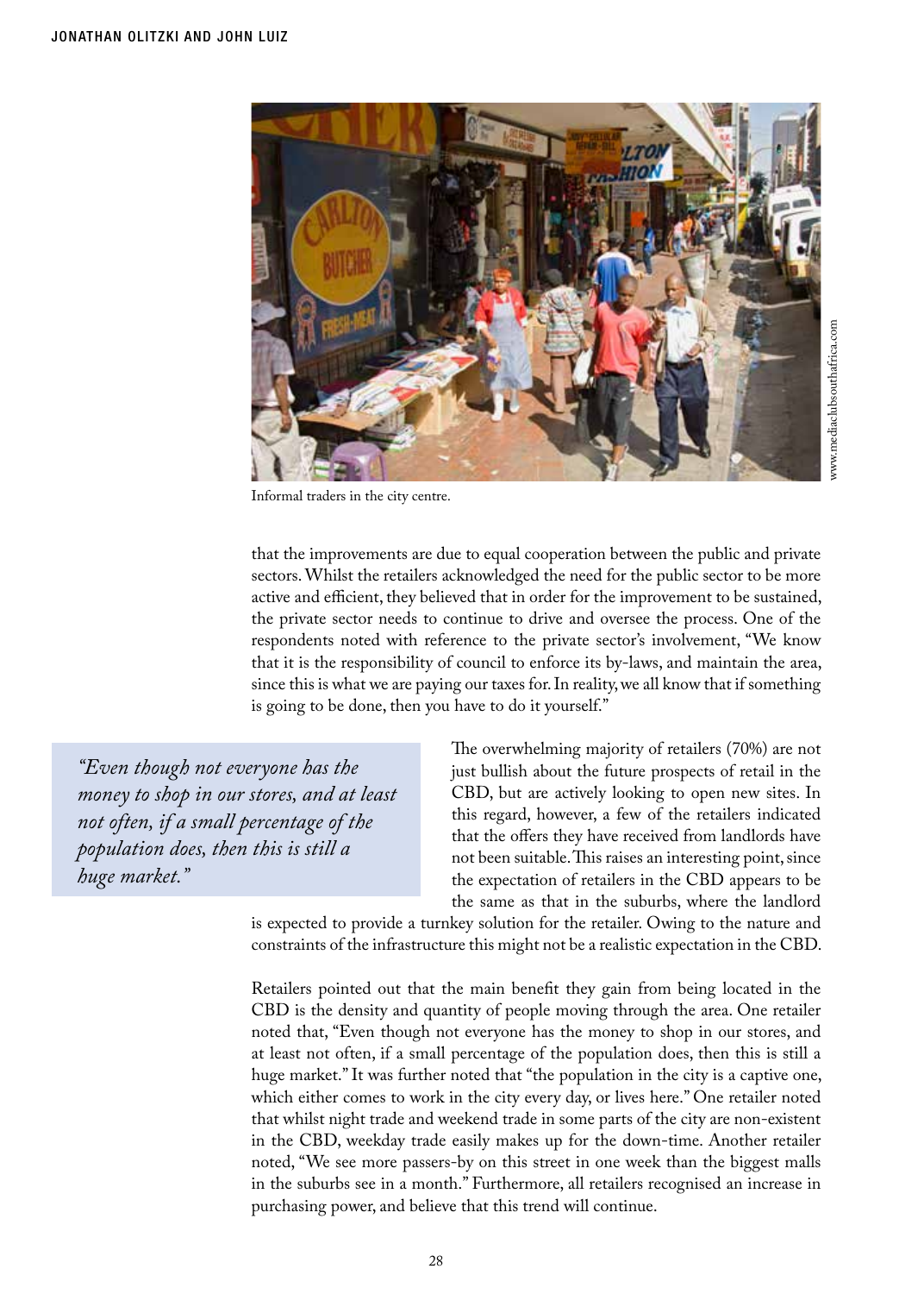Informal traders in the city centre.

that the improvements are due to equal cooperation between the public and private sectors. Whilst the retailers acknowledged the need for the public sector to be more active and efficient, they believed that in order for the improvement to be sustained, the private sector needs to continue to drive and oversee the process. One of the respondents noted with reference to the private sector's involvement, "We know that it is the responsibility of council to enforce its by-laws, and maintain the area, since this is what we are paying our taxes for. In reality, we all know that if something is going to be done, then you have to do it yourself."

> *"Even though not everyone has the money to shop in our stores, and at least not often, if a small percentage of the population does, then this is still a huge market."*

The overwhelming majority of retailers (70%) are not just bullish about the future prospects of retail in the CBD, but are actively looking to open new sites. In this regard, however, a few of the retailers indicated that the offers they have received from landlords have not been suitable. This raises an interesting point, since the expectation of retailers in the CBD appears to be the same as that in the suburbs, where the landlord is expected to provide a turnkey solution for the retailer. Owing to the nature and constraints of the infrastructure this might not be a realistic expectation in the CBD.

Retailers pointed out that the main benefit they gain from being located in the CBD is the density and quantity of people moving through the area. One retailer noted that, "Even though not everyone has the money to shop in our stores, and at least not often, if a small percentage of the population does, then this is still a huge market." It was further noted that "the population in the city is a captive one, which either comes to work in the city every day, or lives here." One retailer noted that whilst night trade and weekend trade in some parts of the city are non-existent in the CBD, weekday trade easily makes up for the down-time. Another retailer noted, "We see more passers-by on this street in one week than the biggest malls in the suburbs see in a month." Furthermore, all retailers recognised an increase in purchasing power, and believe that this trend will continue.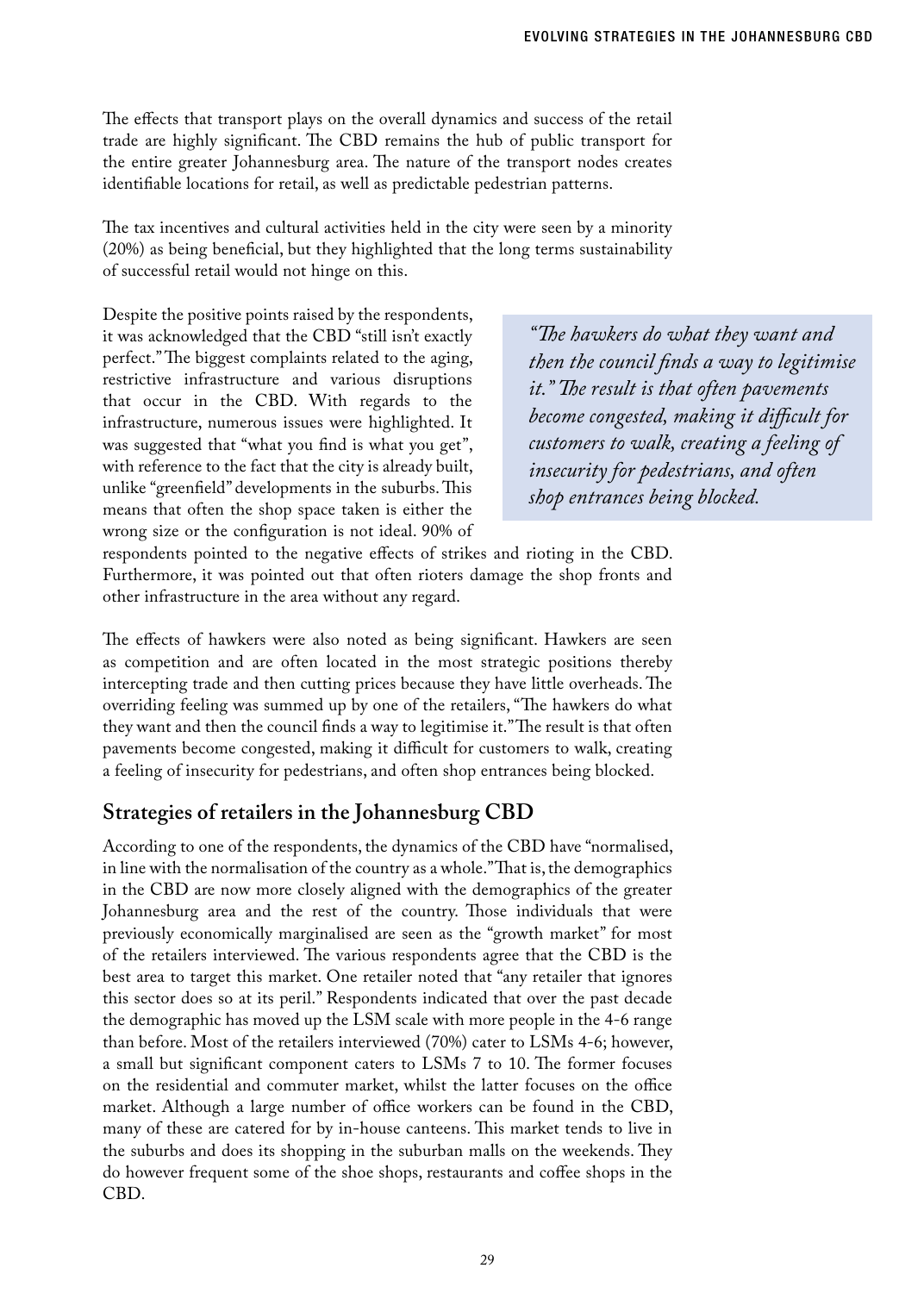The effects that transport plays on the overall dynamics and success of the retail trade are highly significant. The CBD remains the hub of public transport for the entire greater Johannesburg area. The nature of the transport nodes creates identifiable locations for retail, as well as predictable pedestrian patterns.

The tax incentives and cultural activities held in the city were seen by a minority (20%) as being beneficial, but they highlighted that the long terms sustainability of successful retail would not hinge on this.

Despite the positive points raised by the respondents, it was acknowledged that the CBD "still isn't exactly perfect." The biggest complaints related to the aging, restrictive infrastructure and various disruptions that occur in the CBD. With regards to the infrastructure, numerous issues were highlighted. It was suggested that "what you find is what you get", with reference to the fact that the city is already built, unlike "greenfield" developments in the suburbs. This means that often the shop space taken is either the wrong size or the configuration is not ideal. 90% of respondents pointed to the negative effects of strikes and rioting in the CBD. Furthermore, it was pointed out that often rioters damage the shop fronts and other infrastructure in the area without any regard.

> *"The hawkers do what they want and then the council finds a way to legitimise it." The result is that often pavements become congested, making it difficult for customers to walk, creating a feeling of insecurity for pedestrians, and often shop entrances being blocked.*

The effects of hawkers were also noted as being significant. Hawkers are seen as competition and are often located in the most strategic positions thereby intercepting trade and then cutting prices because they have little overheads. The overriding feeling was summed up by one of the retailers, "The hawkers do what they want and then the council finds a way to legitimise it." The result is that often pavements become congested, making it difficult for customers to walk, creating a feeling of insecurity for pedestrians, and often shop entrances being blocked.

## Strategies of retailers in the Johannesburg CBD

According to one of the respondents, the dynamics of the CBD have "normalised, in line with the normalisation of the country as a whole." That is, the demographics in the CBD are now more closely aligned with the demographics of the greater Johannesburg area and the rest of the country. Those individuals that were previously economically marginalised are seen as the "growth market" for most of the retailers interviewed. The various respondents agree that the CBD is the best area to target this market. One retailer noted that "any retailer that ignores this sector does so at its peril." Respondents indicated that over the past decade the demographic has moved up the LSM scale with more people in the 4-6 range than before. Most of the retailers interviewed (70%) cater to LSMs 4-6; however, a small but significant component caters to LSMs 7 to 10. The former focuses on the residential and commuter market, whilst the latter focuses on the office market. Although a large number of office workers can be found in the CBD, many of these are catered for by in-house canteens. This market tends to live in the suburbs and does its shopping in the suburban malls on the weekends. They do however frequent some of the shoe shops, restaurants and coffee shops in the CBD.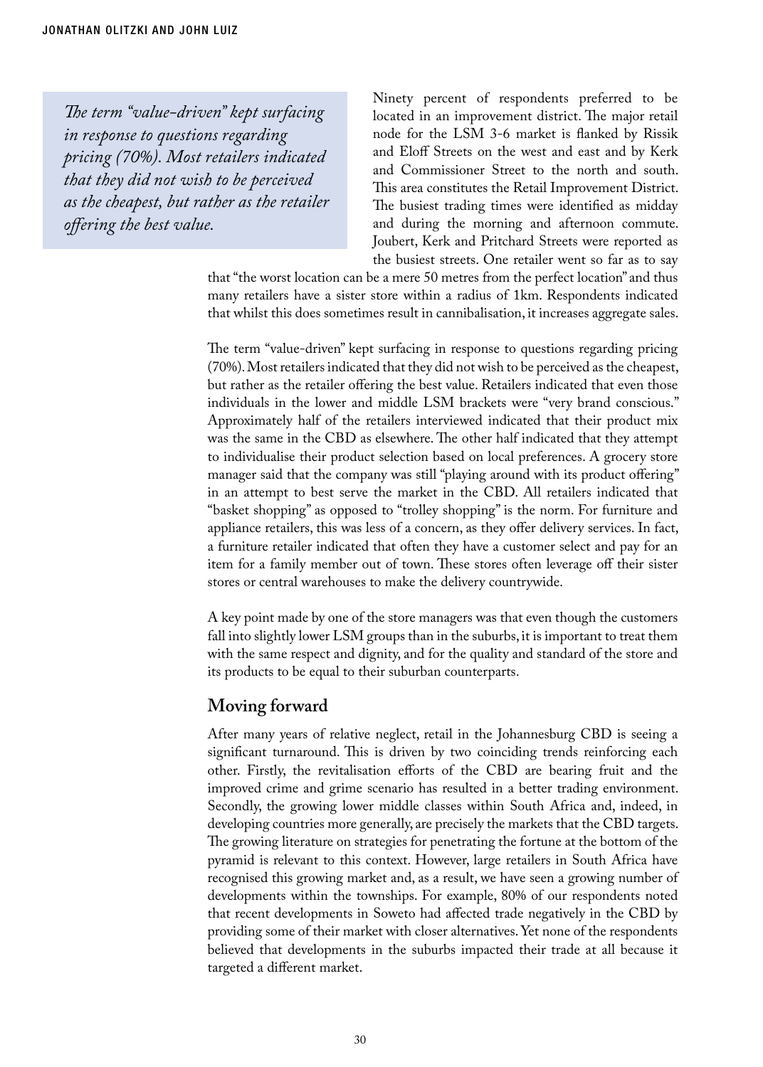> *The term "value-driven" kept surfacing in response to questions regarding pricing (70%). Most retailers indicated that they did not wish to be perceived as the cheapest, but rather as the retailer offering the best value.*

Ninety percent of respondents preferred to be located in an improvement district. The major retail node for the LSM 3-6 market is flanked by Rissik and Eloff Streets on the west and east and by Kerk and Commissioner Street to the north and south. This area constitutes the Retail Improvement District. The busiest trading times were identified as midday and during the morning and afternoon commute. Joubert, Kerk and Pritchard Streets were reported as the busiest streets. One retailer went so far as to say that "the worst location can be a mere 50 metres from the perfect location" and thus many retailers have a sister store within a radius of 1km. Respondents indicated that whilst this does sometimes result in cannibalisation, it increases aggregate sales.

The term "value-driven" kept surfacing in response to questions regarding pricing (70%). Most retailers indicated that they did not wish to be perceived as the cheapest, but rather as the retailer offering the best value. Retailers indicated that even those individuals in the lower and middle LSM brackets were "very brand conscious." Approximately half of the retailers interviewed indicated that their product mix was the same in the CBD as elsewhere. The other half indicated that they attempt to individualise their product selection based on local preferences. A grocery store manager said that the company was still "playing around with its product offering" in an attempt to best serve the market in the CBD. All retailers indicated that "basket shopping" as opposed to "trolley shopping" is the norm. For furniture and appliance retailers, this was less of a concern, as they offer delivery services. In fact, a furniture retailer indicated that often they have a customer select and pay for an item for a family member out of town. These stores often leverage off their sister stores or central warehouses to make the delivery countrywide.

A key point made by one of the store managers was that even though the customers fall into slightly lower LSM groups than in the suburbs, it is important to treat them with the same respect and dignity, and for the quality and standard of the store and its products to be equal to their suburban counterparts.

## Moving forward

After many years of relative neglect, retail in the Johannesburg CBD is seeing a significant turnaround. This is driven by two coinciding trends reinforcing each other. Firstly, the revitalisation efforts of the CBD are bearing fruit and the improved crime and grime scenario has resulted in a better trading environment. Secondly, the growing lower middle classes within South Africa and, indeed, in developing countries more generally, are precisely the markets that the CBD targets. The growing literature on strategies for penetrating the fortune at the bottom of the pyramid is relevant to this context. However, large retailers in South Africa have recognised this growing market and, as a result, we have seen a growing number of developments within the townships. For example, 80% of our respondents noted that recent developments in Soweto had affected trade negatively in the CBD by providing some of their market with closer alternatives. Yet none of the respondents believed that developments in the suburbs impacted their trade at all because it targeted a different market.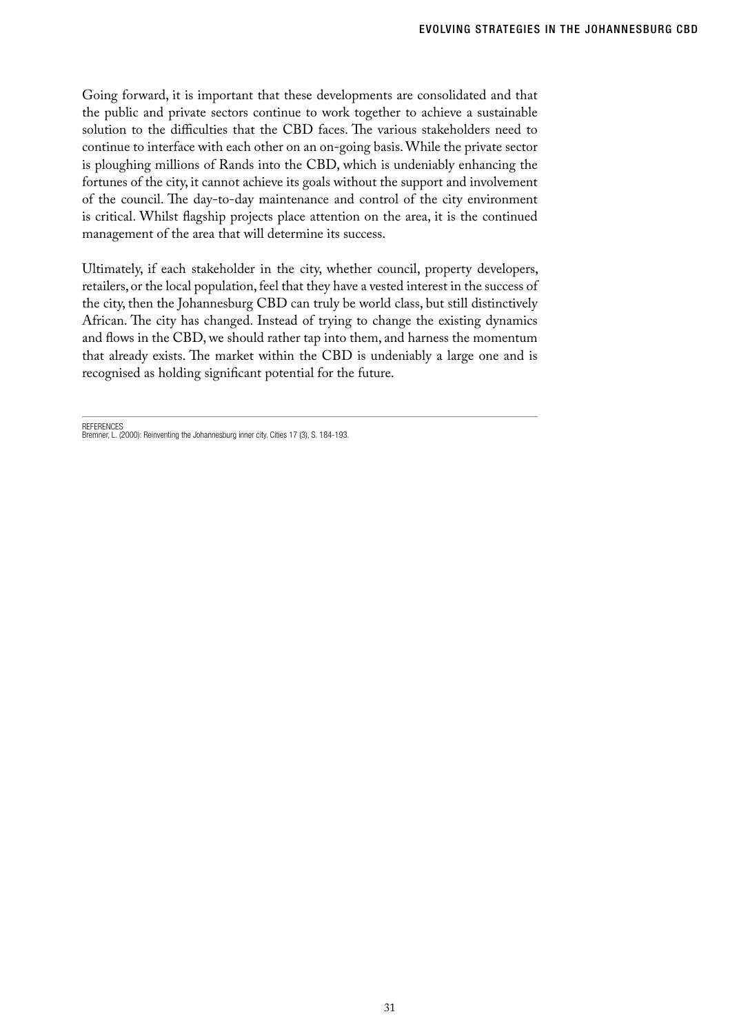Going forward, it is important that these developments are consolidated and that the public and private sectors continue to work together to achieve a sustainable solution to the difficulties that the CBD faces. The various stakeholders need to continue to interface with each other on an on-going basis. While the private sector is ploughing millions of Rands into the CBD, which is undeniably enhancing the fortunes of the city, it cannot achieve its goals without the support and involvement of the council. The day-to-day maintenance and control of the city environment is critical. Whilst flagship projects place attention on the area, it is the continued management of the area that will determine its success.

Ultimately, if each stakeholder in the city, whether council, property developers, retailers, or the local population, feel that they have a vested interest in the success of the city, then the Johannesburg CBD can truly be world class, but still distinctively African. The city has changed. Instead of trying to change the existing dynamics and flows in the CBD, we should rather tap into them, and harness the momentum that already exists. The market within the CBD is undeniably a large one and is recognised as holding significant potential for the future.

---

REFERENCES

Bremner, L. (2000): Reinventing the Johannesburg inner city. Cities 17 (3), S. 184-193.